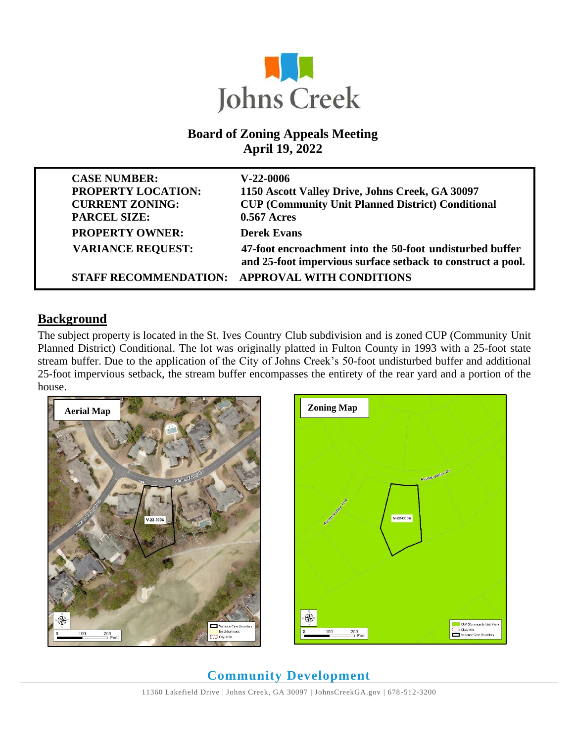# Johns Creek

## Board of Zoning Appeals Meeting
## April 19, 2022

| | |
|---|---|
| **CASE NUMBER:** | **V-22-0006** |
| **PROPERTY LOCATION:** | **1150 Ascott Valley Drive, Johns Creek, GA 30097** |
| **CURRENT ZONING:** | **CUP (Community Unit Planned District) Conditional** |
| **PARCEL SIZE:** | **0.567 Acres** |
| **PROPERTY OWNER:** | **Derek Evans** |
| **VARIANCE REQUEST:** | **47-foot encroachment into the 50-foot undisturbed buffer and 25-foot impervious surface setback to construct a pool.** |
| **STAFF RECOMMENDATION:** | **APPROVAL WITH CONDITIONS** |

## Background

The subject property is located in the St. Ives Country Club subdivision and is zoned CUP (Community Unit Planned District) Conditional. The lot was originally platted in Fulton County in 1993 with a 25-foot state stream buffer. Due to the application of the City of Johns Creek's 50-foot undisturbed buffer and additional 25-foot impervious setback, the stream buffer encompasses the entirety of the rear yard and a portion of the house.

**Aerial Map**

**Zoning Map**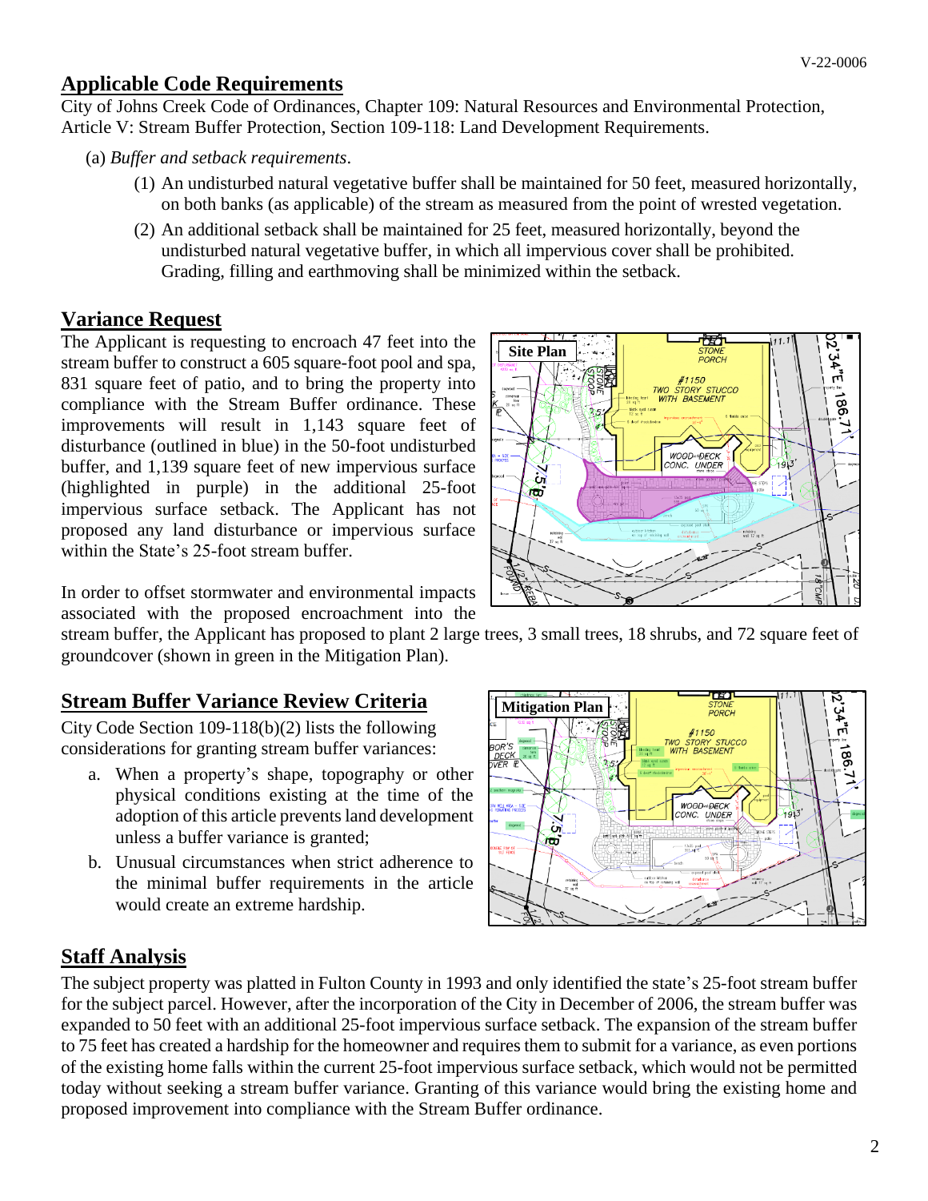## Applicable Code Requirements

City of Johns Creek Code of Ordinances, Chapter 109: Natural Resources and Environmental Protection, Article V: Stream Buffer Protection, Section 109-118: Land Development Requirements.

(a) *Buffer and setback requirements*.

(1) An undisturbed natural vegetative buffer shall be maintained for 50 feet, measured horizontally, on both banks (as applicable) of the stream as measured from the point of wrested vegetation.

(2) An additional setback shall be maintained for 25 feet, measured horizontally, beyond the undisturbed natural vegetative buffer, in which all impervious cover shall be prohibited. Grading, filling and earthmoving shall be minimized within the setback.

## Variance Request

The Applicant is requesting to encroach 47 feet into the stream buffer to construct a 605 square-foot pool and spa, 831 square feet of patio, and to bring the property into compliance with the Stream Buffer ordinance. These improvements will result in 1,143 square feet of disturbance (outlined in blue) in the 50-foot undisturbed buffer, and 1,139 square feet of new impervious surface (highlighted in purple) in the additional 25-foot impervious surface setback. The Applicant has not proposed any land disturbance or impervious surface within the State's 25-foot stream buffer.

In order to offset stormwater and environmental impacts associated with the proposed encroachment into the stream buffer, the Applicant has proposed to plant 2 large trees, 3 small trees, 18 shrubs, and 72 square feet of groundcover (shown in green in the Mitigation Plan).

Site Plan

## Stream Buffer Variance Review Criteria

City Code Section 109-118(b)(2) lists the following considerations for granting stream buffer variances:

a. When a property's shape, topography or other physical conditions existing at the time of the adoption of this article prevents land development unless a buffer variance is granted;

b. Unusual circumstances when strict adherence to the minimal buffer requirements in the article would create an extreme hardship.

Mitigation Plan

## Staff Analysis

The subject property was platted in Fulton County in 1993 and only identified the state's 25-foot stream buffer for the subject parcel. However, after the incorporation of the City in December of 2006, the stream buffer was expanded to 50 feet with an additional 25-foot impervious surface setback. The expansion of the stream buffer to 75 feet has created a hardship for the homeowner and requires them to submit for a variance, as even portions of the existing home falls within the current 25-foot impervious surface setback, which would not be permitted today without seeking a stream buffer variance. Granting of this variance would bring the existing home and proposed improvement into compliance with the Stream Buffer ordinance.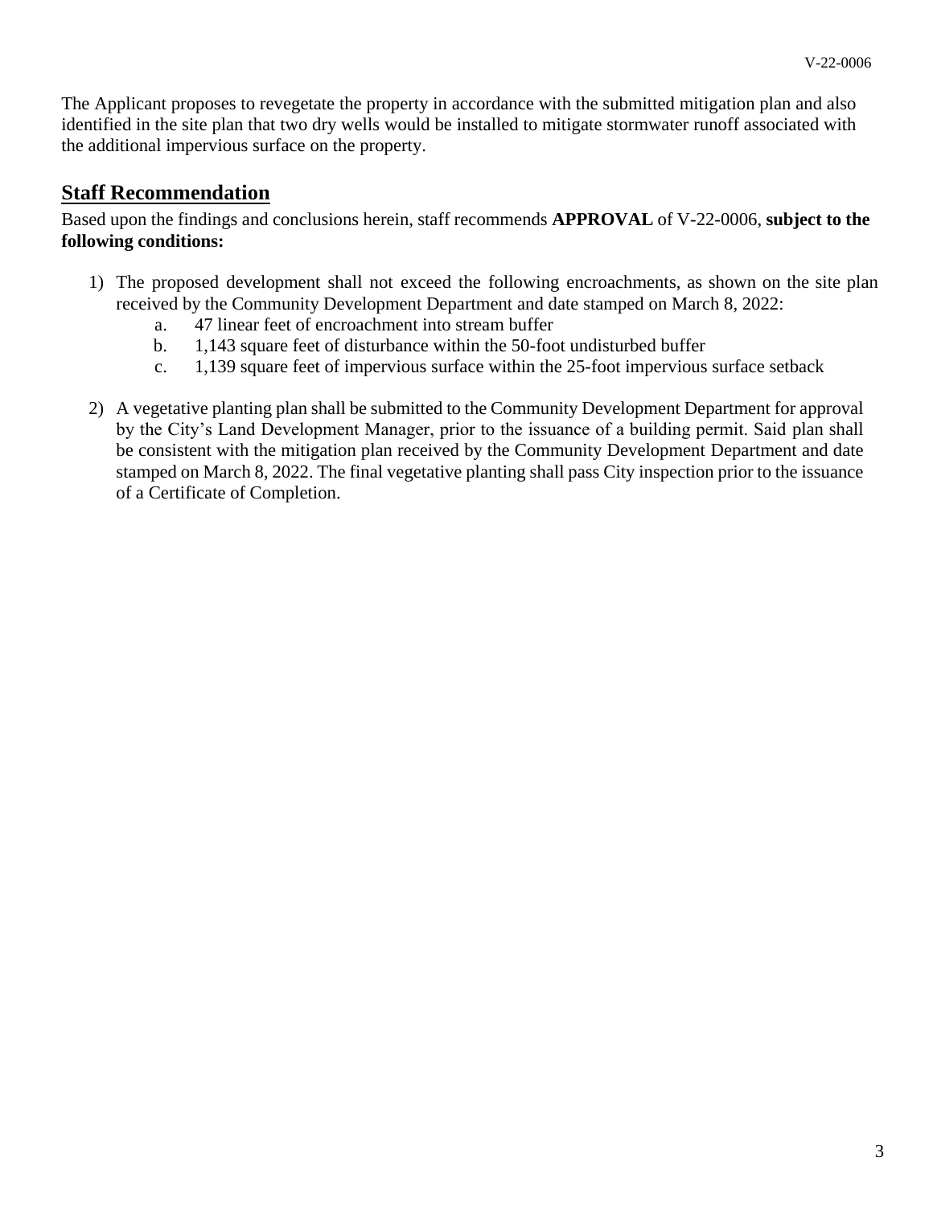The Applicant proposes to revegetate the property in accordance with the submitted mitigation plan and also identified in the site plan that two dry wells would be installed to mitigate stormwater runoff associated with the additional impervious surface on the property.

## Staff Recommendation

Based upon the findings and conclusions herein, staff recommends **APPROVAL** of V-22-0006, **subject to the following conditions:**

1) The proposed development shall not exceed the following encroachments, as shown on the site plan received by the Community Development Department and date stamped on March 8, 2022:
   a. 47 linear feet of encroachment into stream buffer
   b. 1,143 square feet of disturbance within the 50-foot undisturbed buffer
   c. 1,139 square feet of impervious surface within the 25-foot impervious surface setback

2) A vegetative planting plan shall be submitted to the Community Development Department for approval by the City's Land Development Manager, prior to the issuance of a building permit. Said plan shall be consistent with the mitigation plan received by the Community Development Department and date stamped on March 8, 2022. The final vegetative planting shall pass City inspection prior to the issuance of a Certificate of Completion.